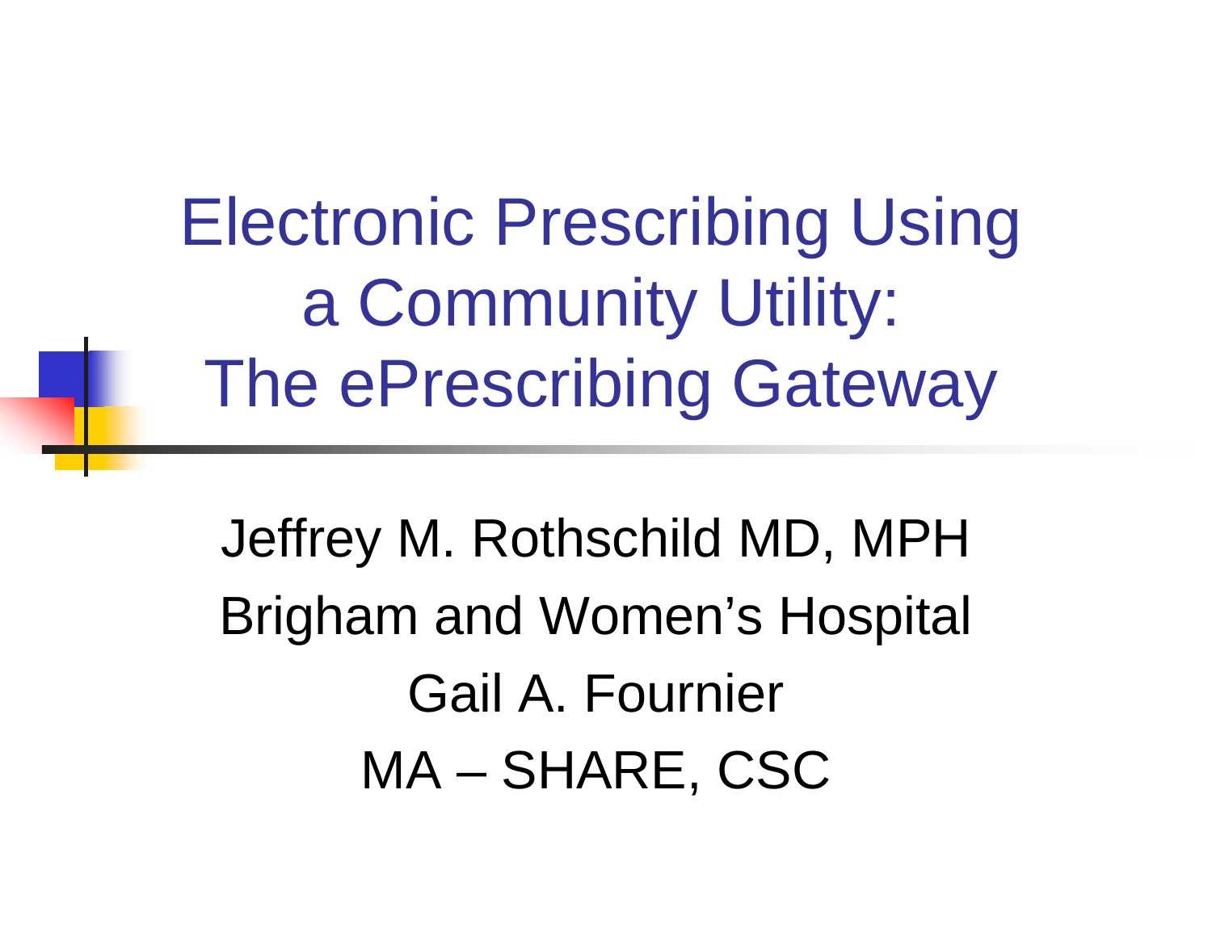# Electronic Prescribing Using a Community Utility: The ePrescribing Gateway

Jeffrey M. Rothschild MD, MPH

Brigham and Women's Hospital

Gail A. Fournier

MA – SHARE, CSC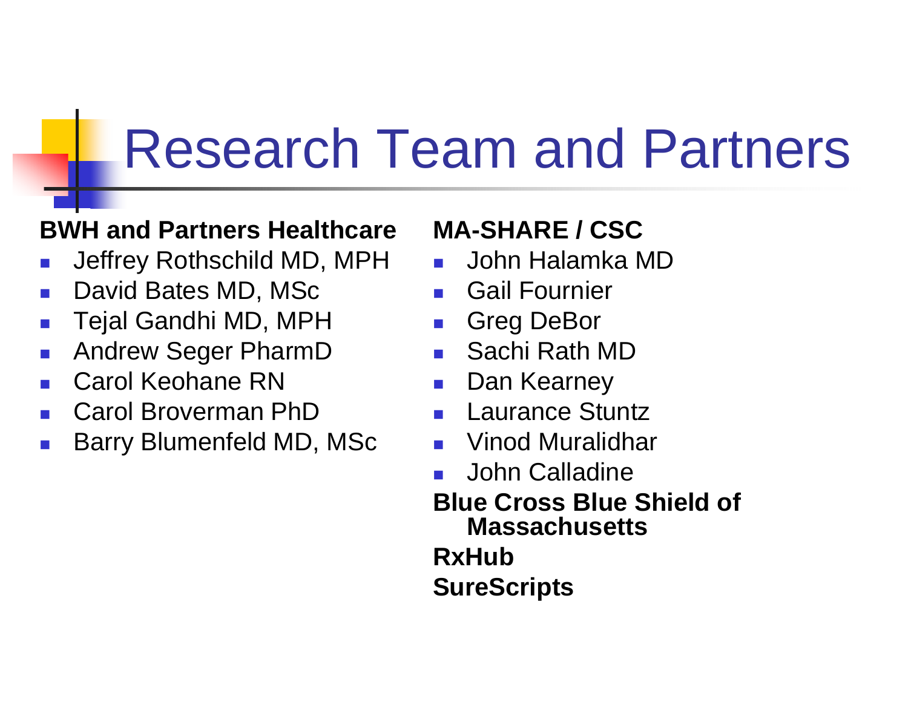# Research Team and Partners

**BWH and Partners Healthcare**

- Jeffrey Rothschild MD, MPH
- David Bates MD, MSc
- Tejal Gandhi MD, MPH
- Andrew Seger PharmD
- Carol Keohane RN
- Carol Broverman PhD
- Barry Blumenfeld MD, MSc

**MA-SHARE / CSC**

- John Halamka MD
- Gail Fournier
- Greg DeBor
- Sachi Rath MD
- Dan Kearney
- Laurance Stuntz
- Vinod Muralidhar
- John Calladine

**Blue Cross Blue Shield of Massachusetts**

**RxHub**

**SureScripts**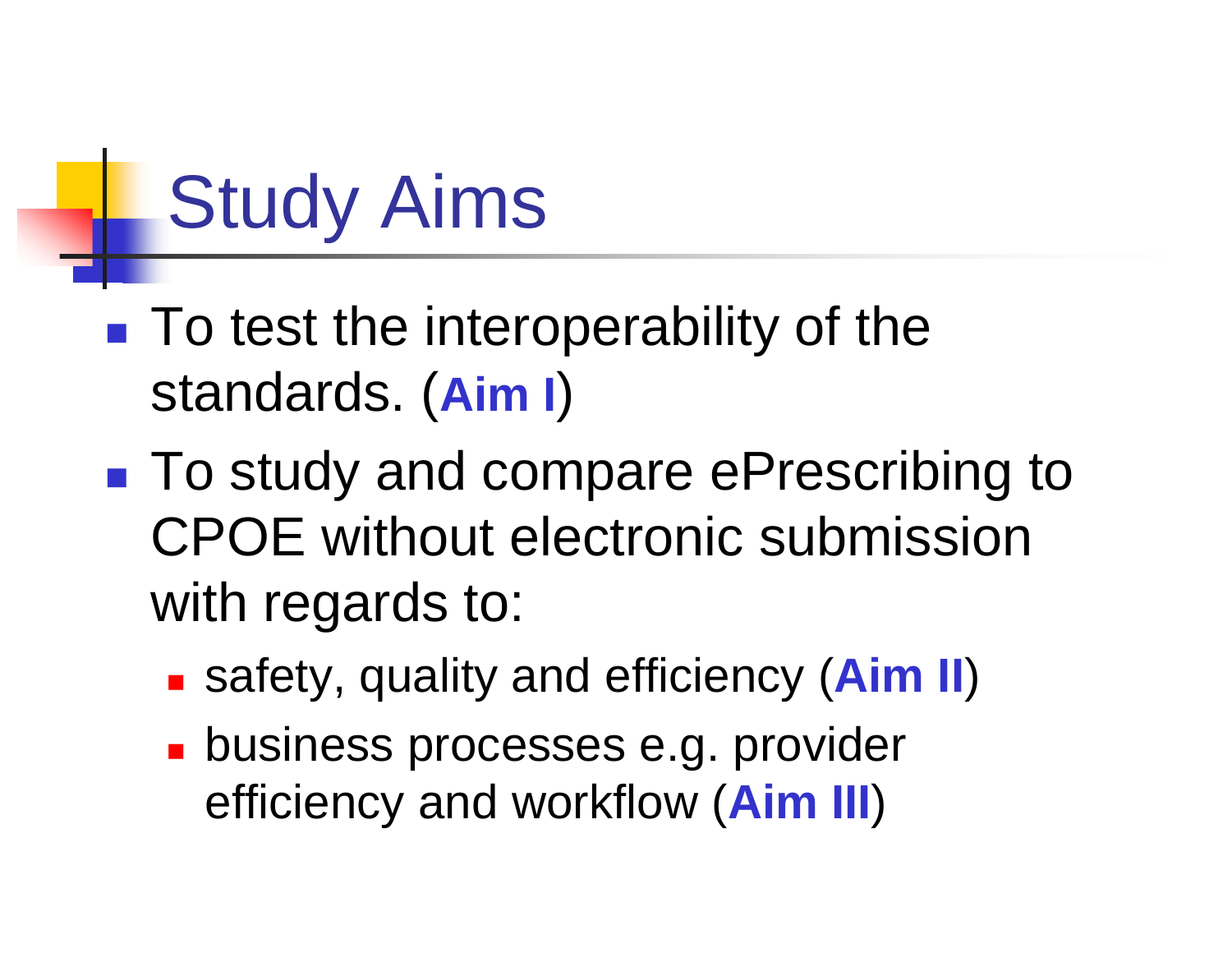# Study Aims

- To test the interoperability of the standards. (**Aim I**)
- To study and compare ePrescribing to CPOE without electronic submission with regards to:
  - safety, quality and efficiency (**Aim II**)
  - business processes e.g. provider efficiency and workflow (**Aim III**)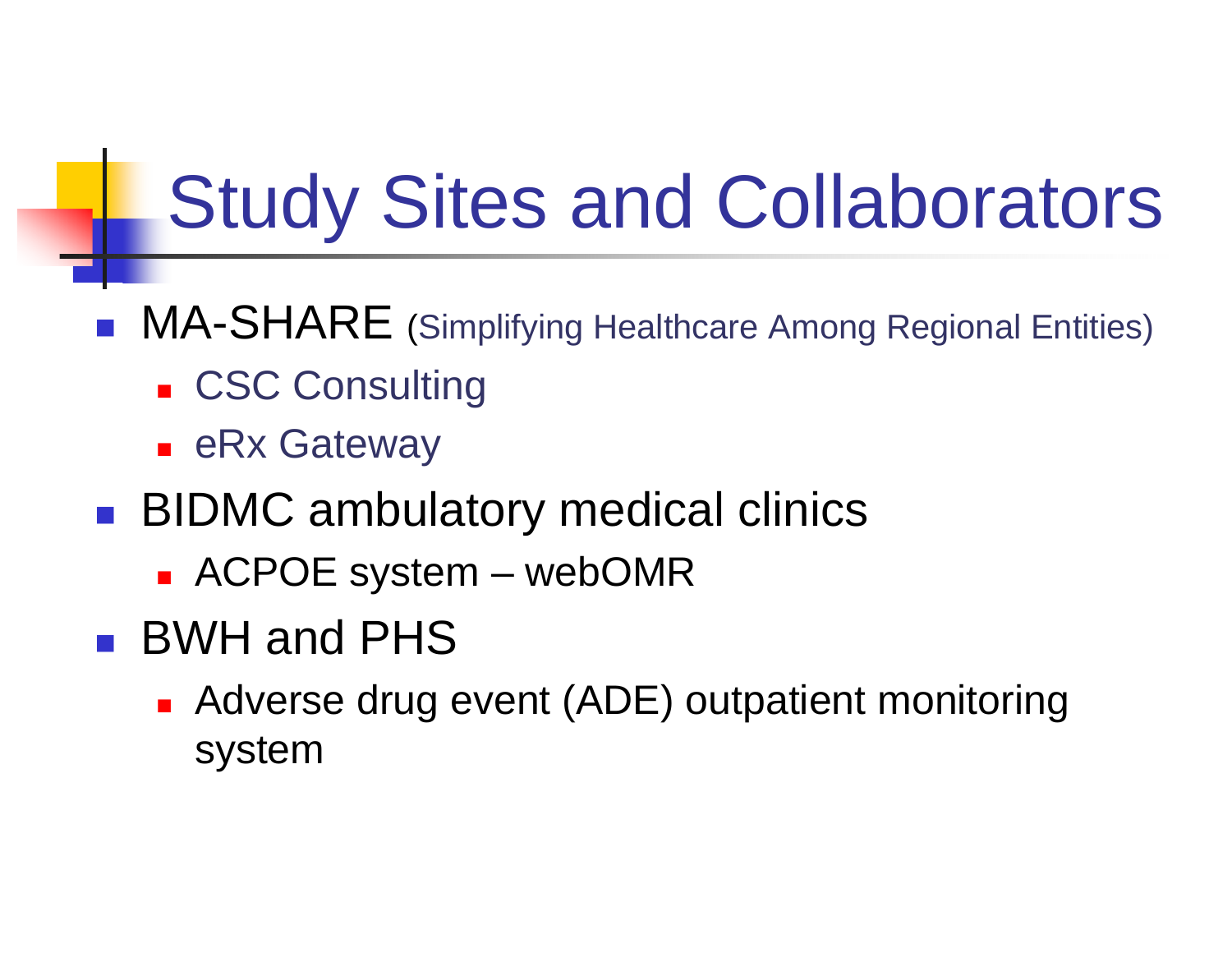# Study Sites and Collaborators

- MA-SHARE (Simplifying Healthcare Among Regional Entities)
  - CSC Consulting
  - eRx Gateway
- BIDMC ambulatory medical clinics
  - ACPOE system – webOMR
- BWH and PHS
  - Adverse drug event (ADE) outpatient monitoring system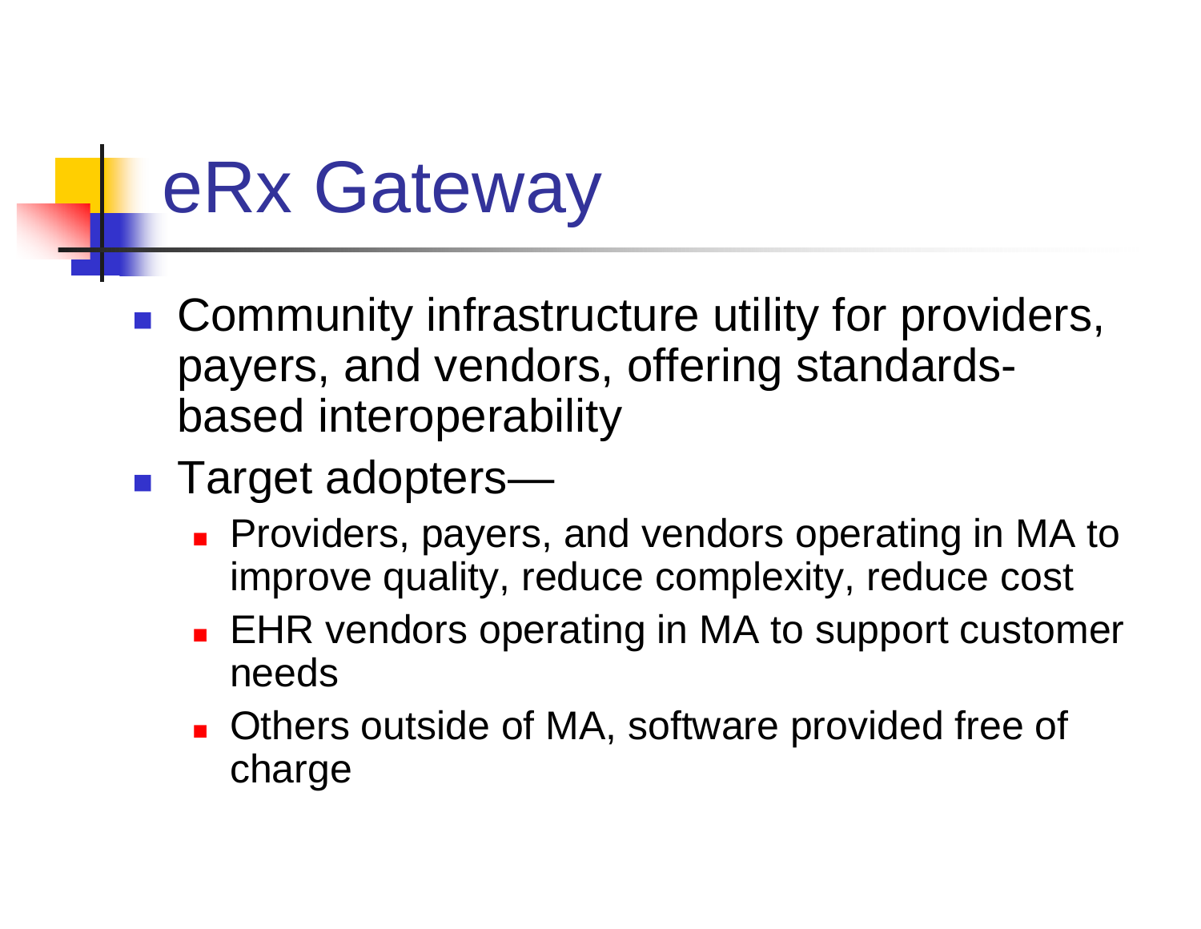# eRx Gateway

- Community infrastructure utility for providers, payers, and vendors, offering standards-based interoperability
- Target adopters—
  - Providers, payers, and vendors operating in MA to improve quality, reduce complexity, reduce cost
  - EHR vendors operating in MA to support customer needs
  - Others outside of MA, software provided free of charge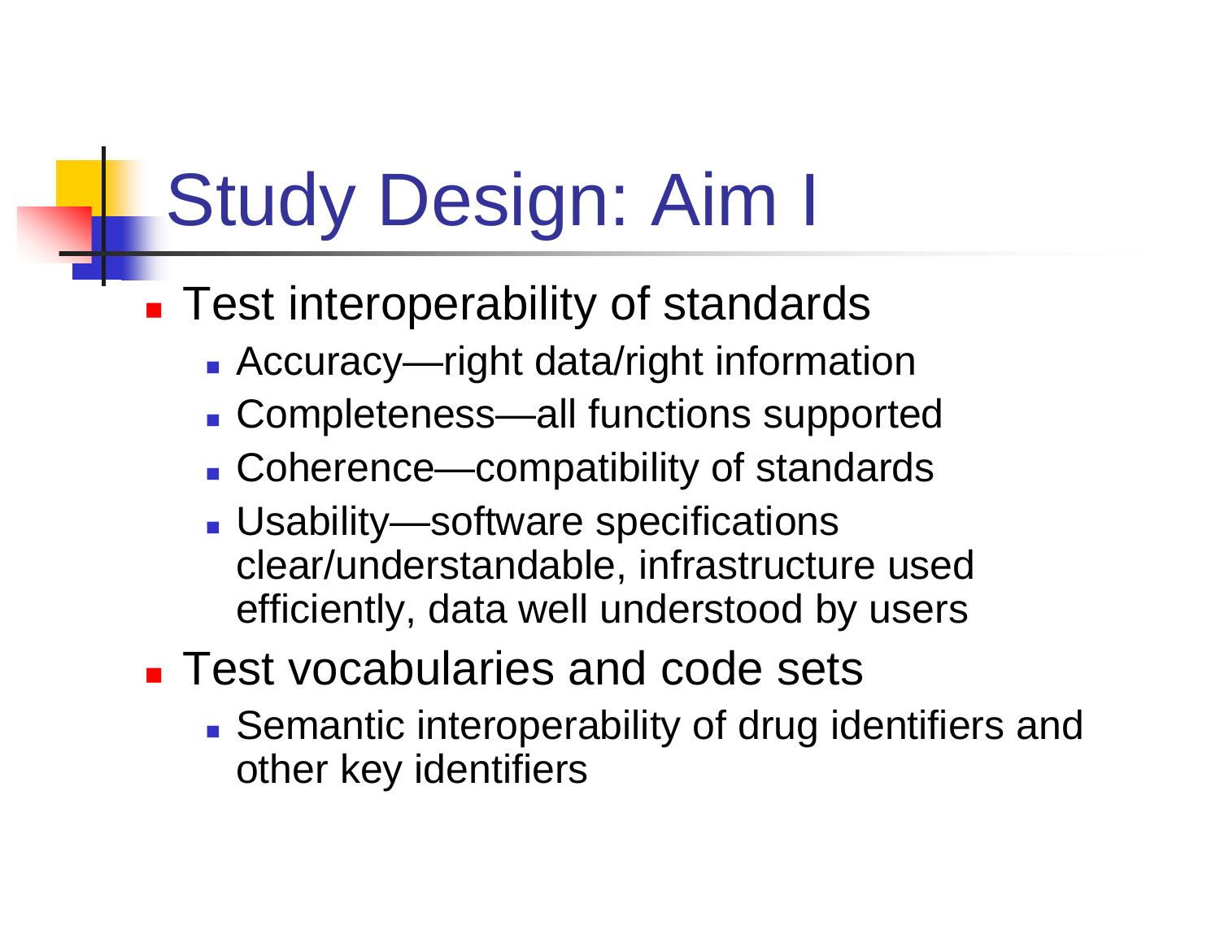# Study Design: Aim I

- Test interoperability of standards
  - Accuracy—right data/right information
  - Completeness—all functions supported
  - Coherence—compatibility of standards
  - Usability—software specifications clear/understandable, infrastructure used efficiently, data well understood by users
- Test vocabularies and code sets
  - Semantic interoperability of drug identifiers and other key identifiers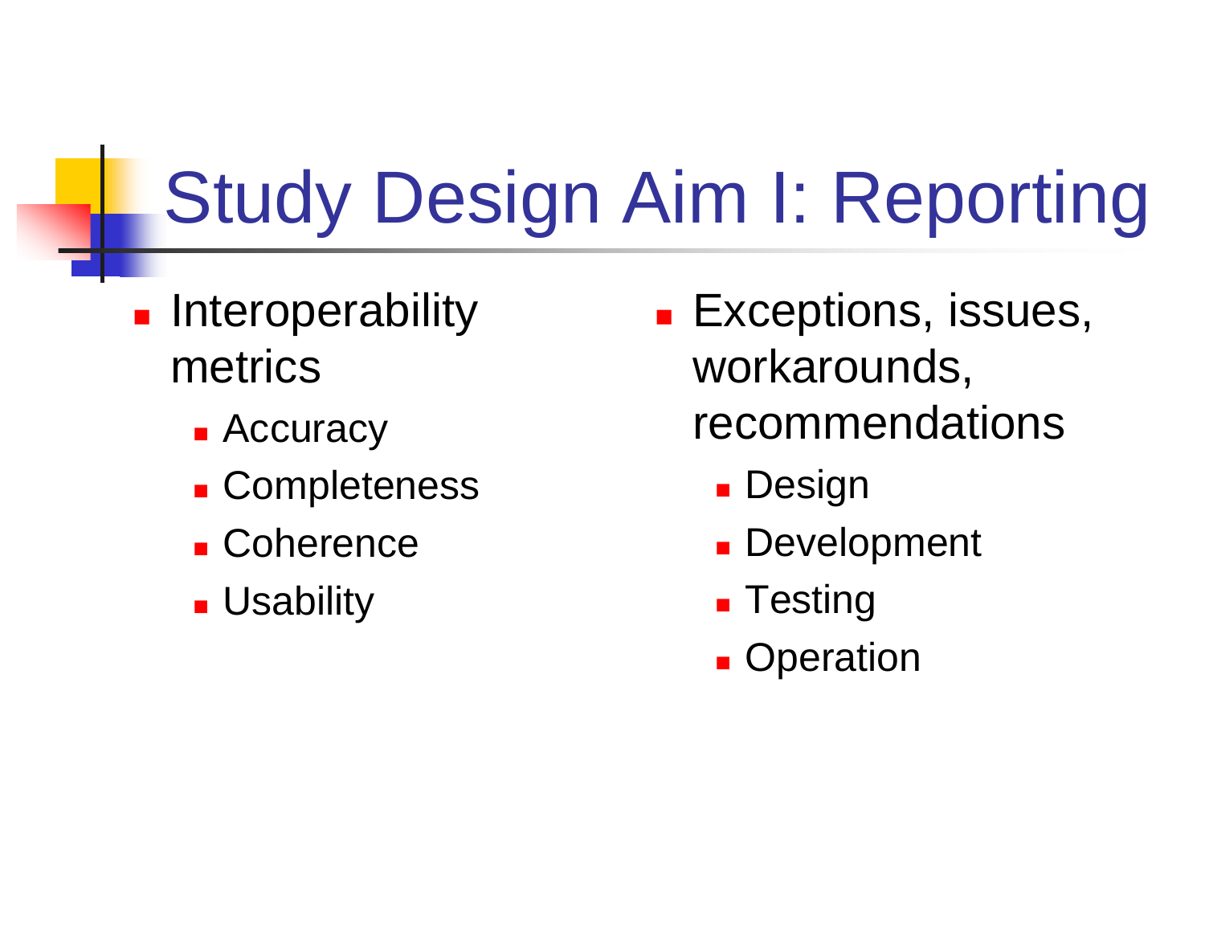# Study Design Aim I: Reporting

- Interoperability metrics
  - Accuracy
  - Completeness
  - Coherence
  - Usability
- Exceptions, issues, workarounds, recommendations
  - Design
  - Development
  - Testing
  - Operation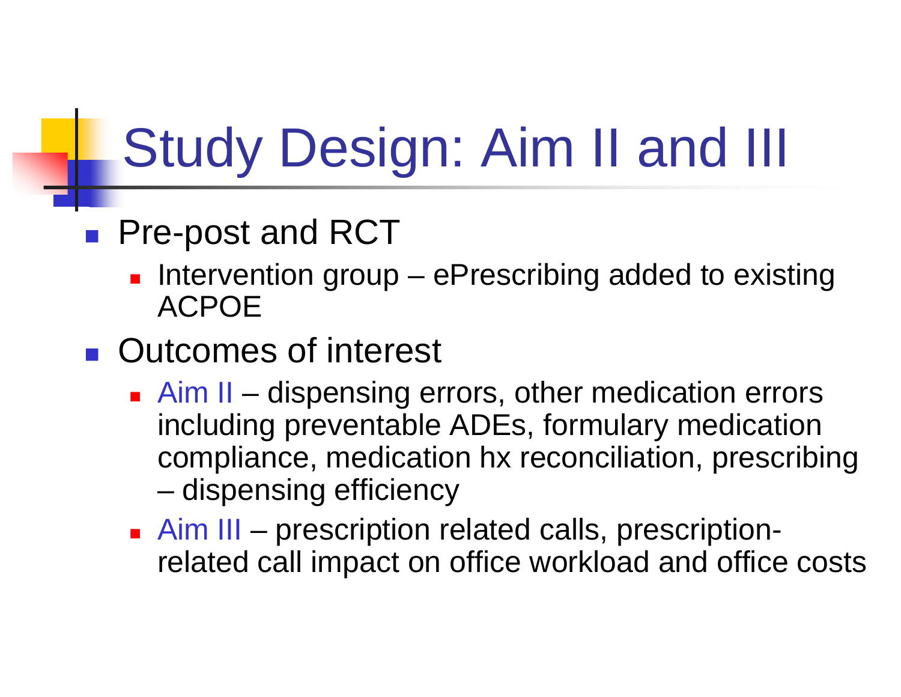# Study Design: Aim II and III

- Pre-post and RCT
  - Intervention group – ePrescribing added to existing ACPOE
- Outcomes of interest
  - Aim II – dispensing errors, other medication errors including preventable ADEs, formulary medication compliance, medication hx reconciliation, prescribing – dispensing efficiency
  - Aim III – prescription related calls, prescription-related call impact on office workload and office costs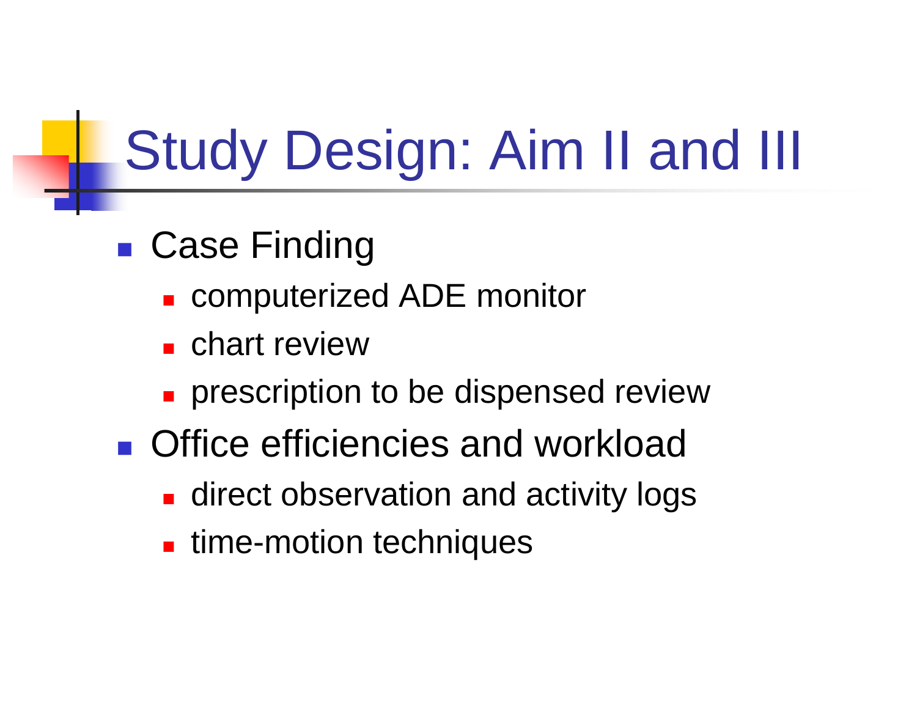# Study Design: Aim II and III

- Case Finding
  - computerized ADE monitor
  - chart review
  - prescription to be dispensed review
- Office efficiencies and workload
  - direct observation and activity logs
  - time-motion techniques